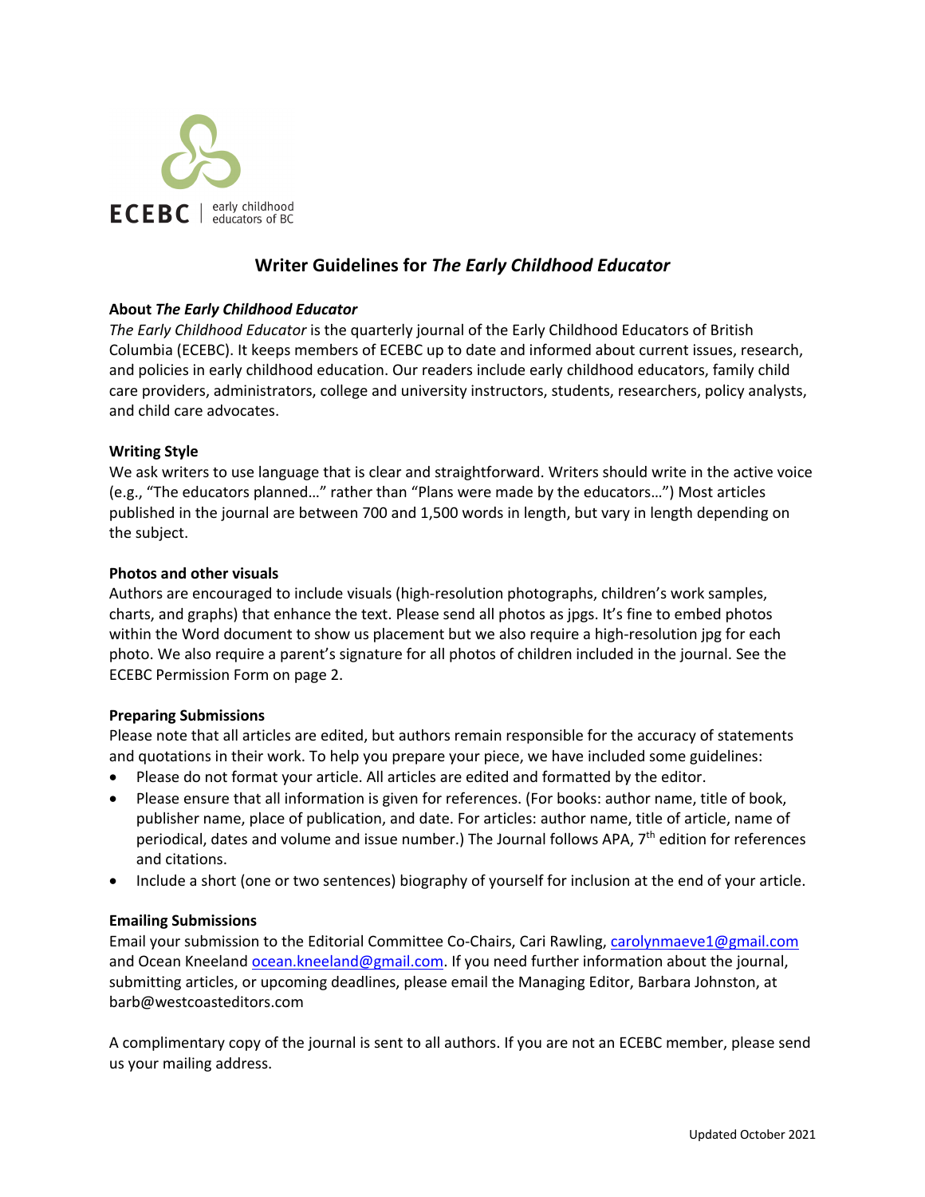ECEBC | early childhood educators of BC

# Writer Guidelines for *The Early Childhood Educator*

### About *The Early Childhood Educator*

*The Early Childhood Educator* is the quarterly journal of the Early Childhood Educators of British Columbia (ECEBC). It keeps members of ECEBC up to date and informed about current issues, research, and policies in early childhood education. Our readers include early childhood educators, family child care providers, administrators, college and university instructors, students, researchers, policy analysts, and child care advocates.

### Writing Style

We ask writers to use language that is clear and straightforward. Writers should write in the active voice (e.g., "The educators planned…" rather than "Plans were made by the educators…") Most articles published in the journal are between 700 and 1,500 words in length, but vary in length depending on the subject.

### Photos and other visuals

Authors are encouraged to include visuals (high-resolution photographs, children's work samples, charts, and graphs) that enhance the text. Please send all photos as jpgs. It's fine to embed photos within the Word document to show us placement but we also require a high-resolution jpg for each photo. We also require a parent's signature for all photos of children included in the journal. See the ECEBC Permission Form on page 2.

### Preparing Submissions

Please note that all articles are edited, but authors remain responsible for the accuracy of statements and quotations in their work. To help you prepare your piece, we have included some guidelines:

- Please do not format your article. All articles are edited and formatted by the editor.
- Please ensure that all information is given for references. (For books: author name, title of book, publisher name, place of publication, and date. For articles: author name, title of article, name of periodical, dates and volume and issue number.) The Journal follows APA, 7th edition for references and citations.
- Include a short (one or two sentences) biography of yourself for inclusion at the end of your article.

### Emailing Submissions

Email your submission to the Editorial Committee Co-Chairs, Cari Rawling, carolynmaeve1@gmail.com and Ocean Kneeland ocean.kneeland@gmail.com. If you need further information about the journal, submitting articles, or upcoming deadlines, please email the Managing Editor, Barbara Johnston, at barb@westcoasteditors.com

A complimentary copy of the journal is sent to all authors. If you are not an ECEBC member, please send us your mailing address.

Updated October 2021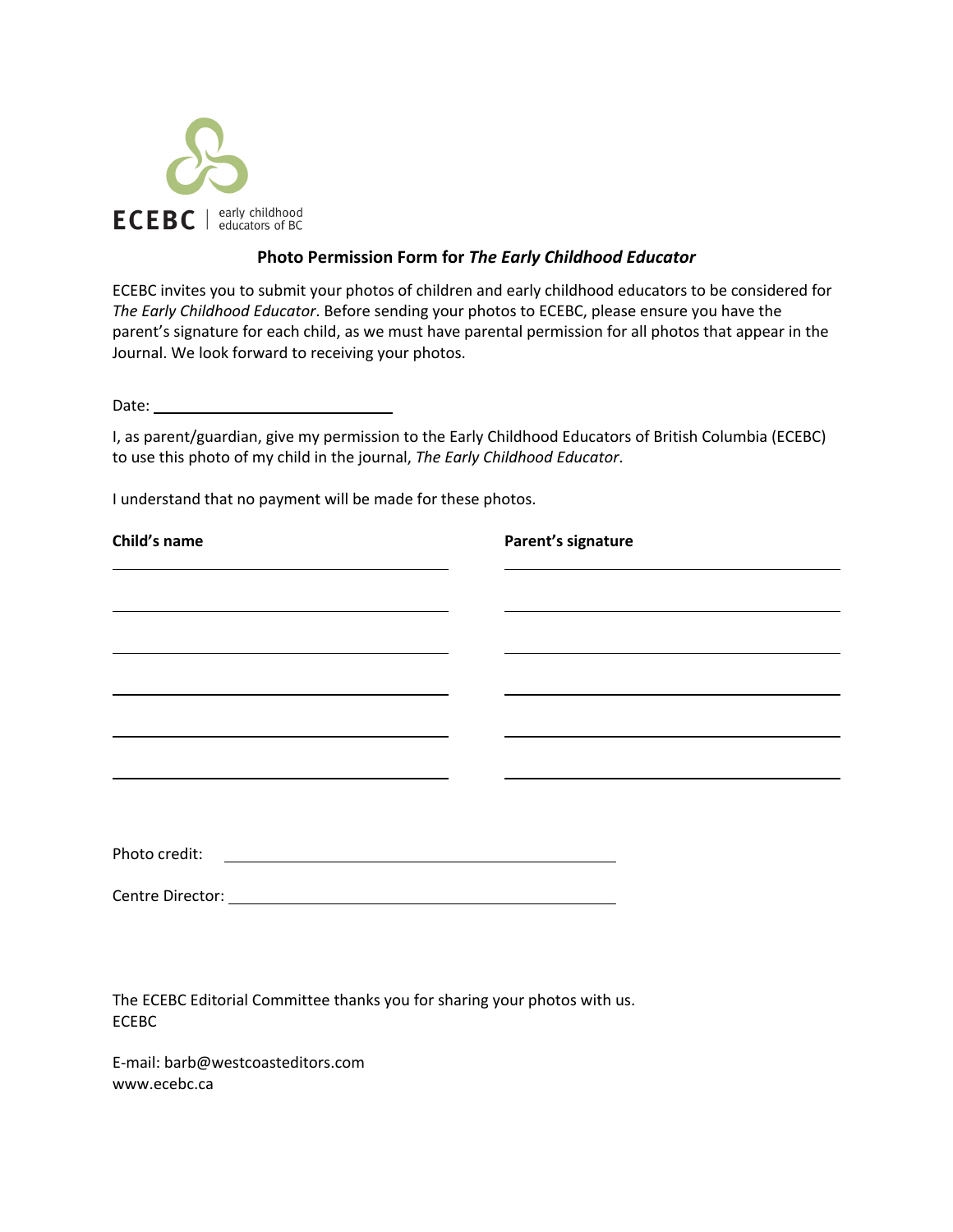ECEBC | early childhood educators of BC

## Photo Permission Form for *The Early Childhood Educator*

ECEBC invites you to submit your photos of children and early childhood educators to be considered for *The Early Childhood Educator*. Before sending your photos to ECEBC, please ensure you have the parent's signature for each child, as we must have parental permission for all photos that appear in the Journal. We look forward to receiving your photos.

Date: ____________________________

I, as parent/guardian, give my permission to the Early Childhood Educators of British Columbia (ECEBC) to use this photo of my child in the journal, *The Early Childhood Educator*.

I understand that no payment will be made for these photos.

| **Child's name** | **Parent's signature** |
| --- | --- |
| | |
| | |
| | |
| | |
| | |
| | |

Photo credit: ____________________________

Centre Director: ____________________________

The ECEBC Editorial Committee thanks you for sharing your photos with us.
ECEBC

E-mail: barb@westcoasteditors.com
www.ecebc.ca